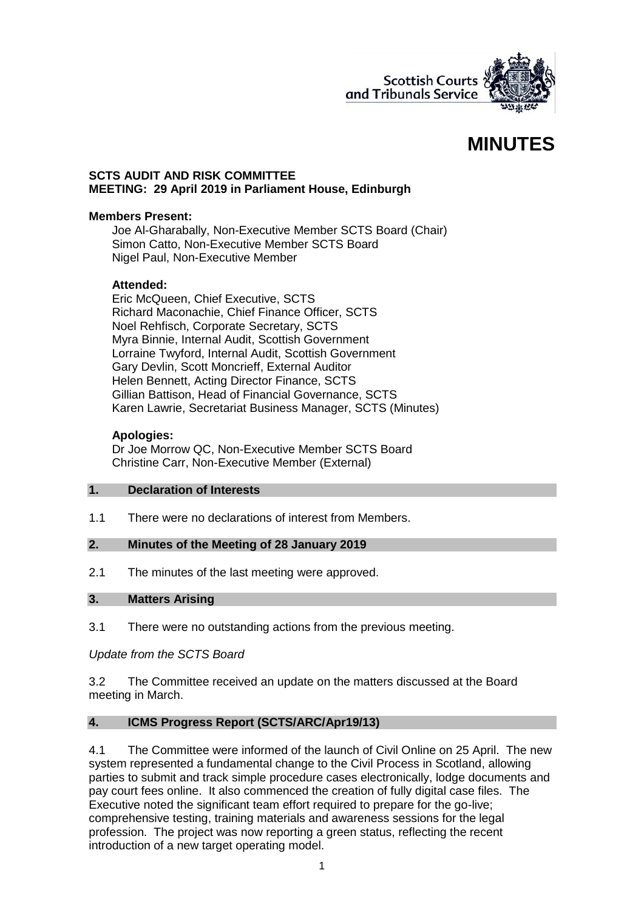# MINUTES

**SCTS AUDIT AND RISK COMMITTEE**
**MEETING: 29 April 2019 in Parliament House, Edinburgh**

**Members Present:**

Joe Al-Gharabally, Non-Executive Member SCTS Board (Chair)
Simon Catto, Non-Executive Member SCTS Board
Nigel Paul, Non-Executive Member

**Attended:**

Eric McQueen, Chief Executive, SCTS
Richard Maconachie, Chief Finance Officer, SCTS
Noel Rehfisch, Corporate Secretary, SCTS
Myra Binnie, Internal Audit, Scottish Government
Lorraine Twyford, Internal Audit, Scottish Government
Gary Devlin, Scott Moncrieff, External Auditor
Helen Bennett, Acting Director Finance, SCTS
Gillian Battison, Head of Financial Governance, SCTS
Karen Lawrie, Secretariat Business Manager, SCTS (Minutes)

**Apologies:**

Dr Joe Morrow QC, Non-Executive Member SCTS Board
Christine Carr, Non-Executive Member (External)

## 1. Declaration of Interests

1.1 There were no declarations of interest from Members.

## 2. Minutes of the Meeting of 28 January 2019

2.1 The minutes of the last meeting were approved.

## 3. Matters Arising

3.1 There were no outstanding actions from the previous meeting.

*Update from the SCTS Board*

3.2 The Committee received an update on the matters discussed at the Board meeting in March.

## 4. ICMS Progress Report (SCTS/ARC/Apr19/13)

4.1 The Committee were informed of the launch of Civil Online on 25 April. The new system represented a fundamental change to the Civil Process in Scotland, allowing parties to submit and track simple procedure cases electronically, lodge documents and pay court fees online. It also commenced the creation of fully digital case files. The Executive noted the significant team effort required to prepare for the go-live; comprehensive testing, training materials and awareness sessions for the legal profession. The project was now reporting a green status, reflecting the recent introduction of a new target operating model.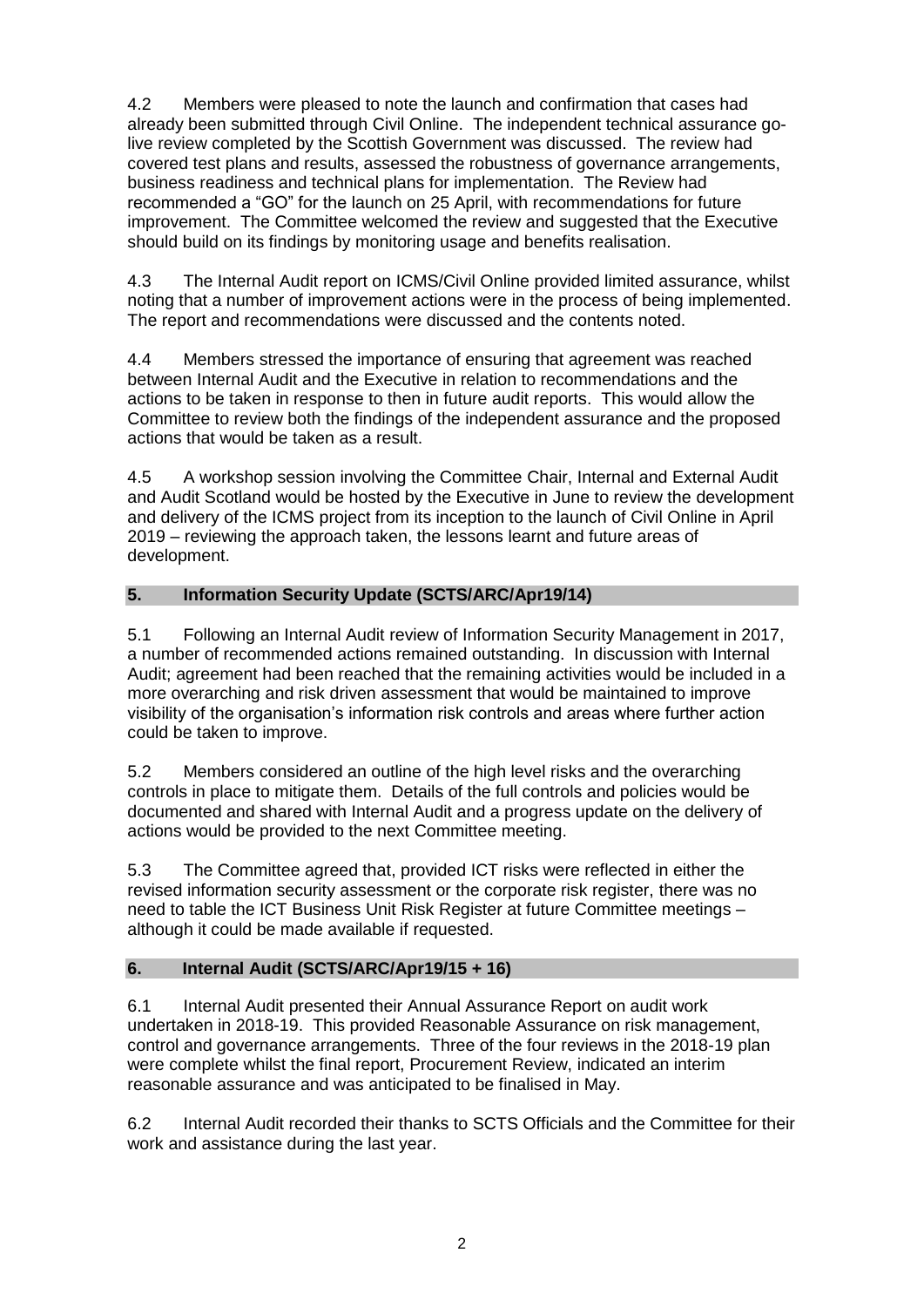4.2 Members were pleased to note the launch and confirmation that cases had already been submitted through Civil Online. The independent technical assurance go-live review completed by the Scottish Government was discussed. The review had covered test plans and results, assessed the robustness of governance arrangements, business readiness and technical plans for implementation. The Review had recommended a "GO" for the launch on 25 April, with recommendations for future improvement. The Committee welcomed the review and suggested that the Executive should build on its findings by monitoring usage and benefits realisation.

4.3 The Internal Audit report on ICMS/Civil Online provided limited assurance, whilst noting that a number of improvement actions were in the process of being implemented. The report and recommendations were discussed and the contents noted.

4.4 Members stressed the importance of ensuring that agreement was reached between Internal Audit and the Executive in relation to recommendations and the actions to be taken in response to then in future audit reports. This would allow the Committee to review both the findings of the independent assurance and the proposed actions that would be taken as a result.

4.5 A workshop session involving the Committee Chair, Internal and External Audit and Audit Scotland would be hosted by the Executive in June to review the development and delivery of the ICMS project from its inception to the launch of Civil Online in April 2019 – reviewing the approach taken, the lessons learnt and future areas of development.

## 5. Information Security Update (SCTS/ARC/Apr19/14)

5.1 Following an Internal Audit review of Information Security Management in 2017, a number of recommended actions remained outstanding. In discussion with Internal Audit; agreement had been reached that the remaining activities would be included in a more overarching and risk driven assessment that would be maintained to improve visibility of the organisation's information risk controls and areas where further action could be taken to improve.

5.2 Members considered an outline of the high level risks and the overarching controls in place to mitigate them. Details of the full controls and policies would be documented and shared with Internal Audit and a progress update on the delivery of actions would be provided to the next Committee meeting.

5.3 The Committee agreed that, provided ICT risks were reflected in either the revised information security assessment or the corporate risk register, there was no need to table the ICT Business Unit Risk Register at future Committee meetings – although it could be made available if requested.

## 6. Internal Audit (SCTS/ARC/Apr19/15 + 16)

6.1 Internal Audit presented their Annual Assurance Report on audit work undertaken in 2018-19. This provided Reasonable Assurance on risk management, control and governance arrangements. Three of the four reviews in the 2018-19 plan were complete whilst the final report, Procurement Review, indicated an interim reasonable assurance and was anticipated to be finalised in May.

6.2 Internal Audit recorded their thanks to SCTS Officials and the Committee for their work and assistance during the last year.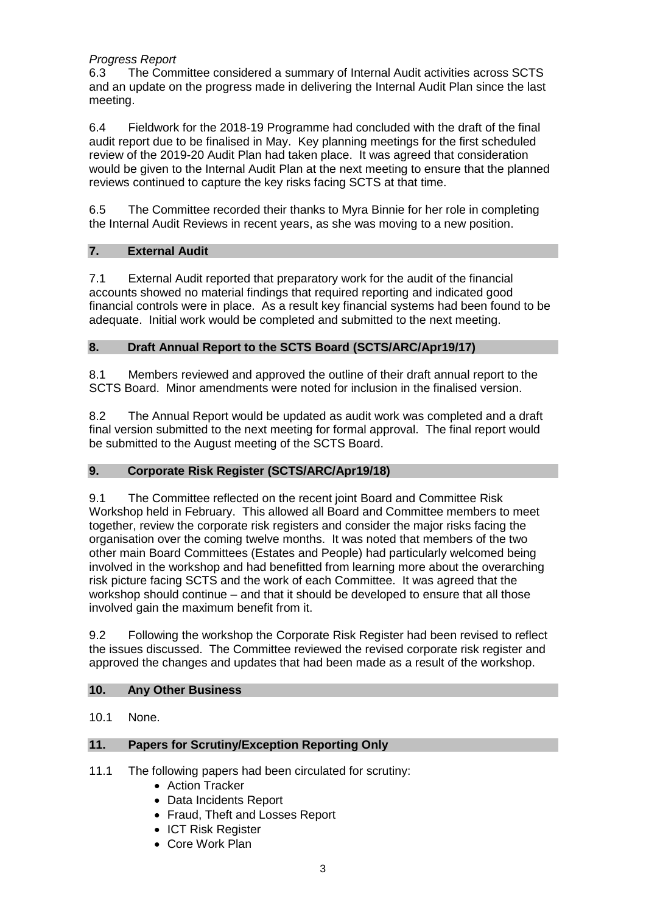*Progress Report*

6.3 The Committee considered a summary of Internal Audit activities across SCTS and an update on the progress made in delivering the Internal Audit Plan since the last meeting.

6.4 Fieldwork for the 2018-19 Programme had concluded with the draft of the final audit report due to be finalised in May. Key planning meetings for the first scheduled review of the 2019-20 Audit Plan had taken place. It was agreed that consideration would be given to the Internal Audit Plan at the next meeting to ensure that the planned reviews continued to capture the key risks facing SCTS at that time.

6.5 The Committee recorded their thanks to Myra Binnie for her role in completing the Internal Audit Reviews in recent years, as she was moving to a new position.

## 7. External Audit

7.1 External Audit reported that preparatory work for the audit of the financial accounts showed no material findings that required reporting and indicated good financial controls were in place. As a result key financial systems had been found to be adequate. Initial work would be completed and submitted to the next meeting.

## 8. Draft Annual Report to the SCTS Board (SCTS/ARC/Apr19/17)

8.1 Members reviewed and approved the outline of their draft annual report to the SCTS Board. Minor amendments were noted for inclusion in the finalised version.

8.2 The Annual Report would be updated as audit work was completed and a draft final version submitted to the next meeting for formal approval. The final report would be submitted to the August meeting of the SCTS Board.

## 9. Corporate Risk Register (SCTS/ARC/Apr19/18)

9.1 The Committee reflected on the recent joint Board and Committee Risk Workshop held in February. This allowed all Board and Committee members to meet together, review the corporate risk registers and consider the major risks facing the organisation over the coming twelve months. It was noted that members of the two other main Board Committees (Estates and People) had particularly welcomed being involved in the workshop and had benefitted from learning more about the overarching risk picture facing SCTS and the work of each Committee. It was agreed that the workshop should continue – and that it should be developed to ensure that all those involved gain the maximum benefit from it.

9.2 Following the workshop the Corporate Risk Register had been revised to reflect the issues discussed. The Committee reviewed the revised corporate risk register and approved the changes and updates that had been made as a result of the workshop.

## 10. Any Other Business

10.1 None.

## 11. Papers for Scrutiny/Exception Reporting Only

11.1 The following papers had been circulated for scrutiny:

- Action Tracker
- Data Incidents Report
- Fraud, Theft and Losses Report
- ICT Risk Register
- Core Work Plan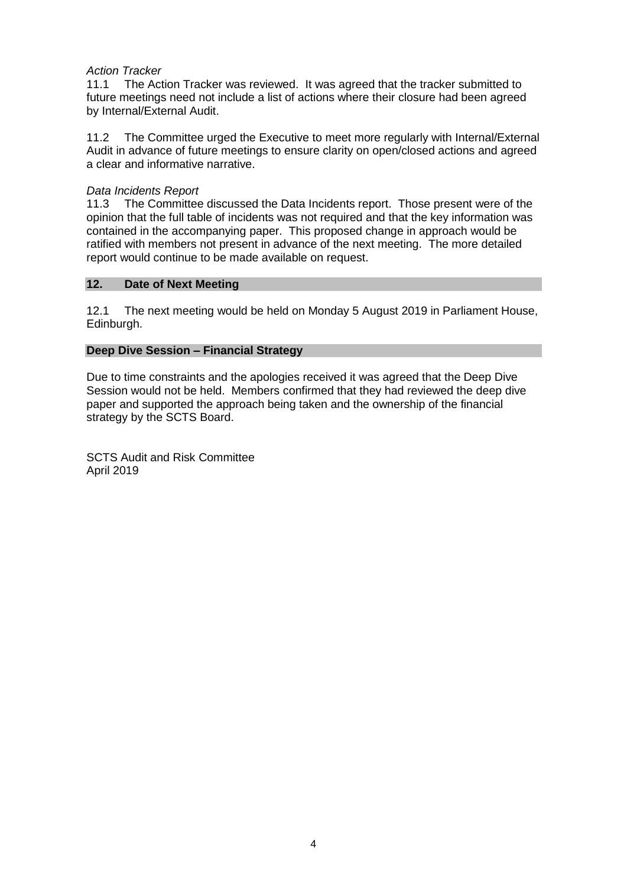*Action Tracker*

11.1 The Action Tracker was reviewed. It was agreed that the tracker submitted to future meetings need not include a list of actions where their closure had been agreed by Internal/External Audit.

11.2 The Committee urged the Executive to meet more regularly with Internal/External Audit in advance of future meetings to ensure clarity on open/closed actions and agreed a clear and informative narrative.

*Data Incidents Report*

11.3 The Committee discussed the Data Incidents report. Those present were of the opinion that the full table of incidents was not required and that the key information was contained in the accompanying paper. This proposed change in approach would be ratified with members not present in advance of the next meeting. The more detailed report would continue to be made available on request.

## 12. Date of Next Meeting

12.1 The next meeting would be held on Monday 5 August 2019 in Parliament House, Edinburgh.

## Deep Dive Session – Financial Strategy

Due to time constraints and the apologies received it was agreed that the Deep Dive Session would not be held. Members confirmed that they had reviewed the deep dive paper and supported the approach being taken and the ownership of the financial strategy by the SCTS Board.

SCTS Audit and Risk Committee
April 2019